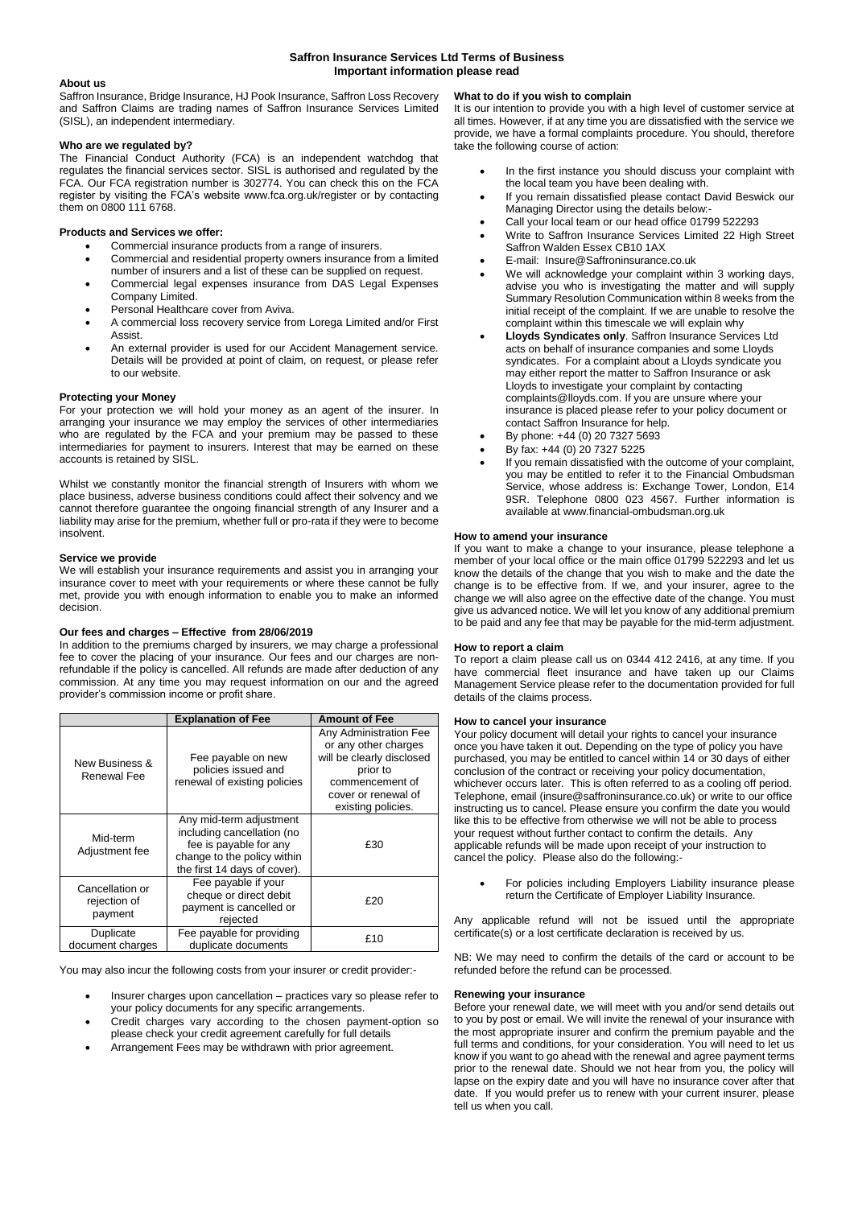# Saffron Insurance Services Ltd Terms of Business

## Important information please read

### About us

Saffron Insurance, Bridge Insurance, HJ Pook Insurance, Saffron Loss Recovery and Saffron Claims are trading names of Saffron Insurance Services Limited (SISL), an independent intermediary.

### Who are we regulated by?

The Financial Conduct Authority (FCA) is an independent watchdog that regulates the financial services sector. SISL is authorised and regulated by the FCA. Our FCA registration number is 302774. You can check this on the FCA register by visiting the FCA's website www.fca.org.uk/register or by contacting them on 0800 111 6768.

### Products and Services we offer:

- Commercial insurance products from a range of insurers.
- Commercial and residential property owners insurance from a limited number of insurers and a list of these can be supplied on request.
- Commercial legal expenses insurance from DAS Legal Expenses Company Limited.
- Personal Healthcare cover from Aviva.
- A commercial loss recovery service from Lorega Limited and/or First Assist.
- An external provider is used for our Accident Management service. Details will be provided at point of claim, on request, or please refer to our website.

### Protecting your Money

For your protection we will hold your money as an agent of the insurer. In arranging your insurance we may employ the services of other intermediaries who are regulated by the FCA and your premium may be passed to these intermediaries for payment to insurers. Interest that may be earned on these accounts is retained by SISL.

Whilst we constantly monitor the financial strength of Insurers with whom we place business, adverse business conditions could affect their solvency and we cannot therefore guarantee the ongoing financial strength of any Insurer and a liability may arise for the premium, whether full or pro-rata if they were to become insolvent.

### Service we provide

We will establish your insurance requirements and assist you in arranging your insurance cover to meet with your requirements or where these cannot be fully met, provide you with enough information to enable you to make an informed decision.

### Our fees and charges – Effective from 28/06/2019

In addition to the premiums charged by insurers, we may charge a professional fee to cover the placing of your insurance. Our fees and our charges are non-refundable if the policy is cancelled. All refunds are made after deduction of any commission. At any time you may request information on our and the agreed provider's commission income or profit share.

| | Explanation of Fee | Amount of Fee |
|---|---|---|
| New Business & Renewal Fee | Fee payable on new policies issued and renewal of existing policies | Any Administration Fee or any other charges will be clearly disclosed prior to commencement of cover or renewal of existing policies. |
| Mid-term Adjustment fee | Any mid-term adjustment including cancellation (no fee is payable for any change to the policy within the first 14 days of cover). | £30 |
| Cancellation or rejection of payment | Fee payable if your cheque or direct debit payment is cancelled or rejected | £20 |
| Duplicate document charges | Fee payable for providing duplicate documents | £10 |

You may also incur the following costs from your insurer or credit provider:-

- Insurer charges upon cancellation – practices vary so please refer to your policy documents for any specific arrangements.
- Credit charges vary according to the chosen payment-option so please check your credit agreement carefully for full details
- Arrangement Fees may be withdrawn with prior agreement.

### What to do if you wish to complain

It is our intention to provide you with a high level of customer service at all times. However, if at any time you are dissatisfied with the service we provide, we have a formal complaints procedure. You should, therefore take the following course of action:

- In the first instance you should discuss your complaint with the local team you have been dealing with.
- If you remain dissatisfied please contact David Beswick our Managing Director using the details below:-
- Call your local team or our head office 01799 522293
- Write to Saffron Insurance Services Limited 22 High Street Saffron Walden Essex CB10 1AX
- E-mail: Insure@Saffroninsurance.co.uk
- We will acknowledge your complaint within 3 working days, advise you who is investigating the matter and will supply Summary Resolution Communication within 8 weeks from the initial receipt of the complaint. If we are unable to resolve the complaint within this timescale we will explain why
- **Lloyds Syndicates only**. Saffron Insurance Services Ltd acts on behalf of insurance companies and some Lloyds syndicates. For a complaint about a Lloyds syndicate you may either report the matter to Saffron Insurance or ask Lloyds to investigate your complaint by contacting complaints@lloyds.com. If you are unsure where your insurance is placed please refer to your policy document or contact Saffron Insurance for help.
- By phone: +44 (0) 20 7327 5693
- By fax: +44 (0) 20 7327 5225
- If you remain dissatisfied with the outcome of your complaint, you may be entitled to refer it to the Financial Ombudsman Service, whose address is: Exchange Tower, London, E14 9SR. Telephone 0800 023 4567. Further information is available at www.financial-ombudsman.org.uk

### How to amend your insurance

If you want to make a change to your insurance, please telephone a member of your local office or the main office 01799 522293 and let us know the details of the change that you wish to make and the date the change is to be effective from. If we, and your insurer, agree to the change we will also agree on the effective date of the change. You must give us advanced notice. We will let you know of any additional premium to be paid and any fee that may be payable for the mid-term adjustment.

### How to report a claim

To report a claim please call us on 0344 412 2416, at any time. If you have commercial fleet insurance and have taken up our Claims Management Service please refer to the documentation provided for full details of the claims process.

### How to cancel your insurance

Your policy document will detail your rights to cancel your insurance once you have taken it out. Depending on the type of policy you have purchased, you may be entitled to cancel within 14 or 30 days of either conclusion of the contract or receiving your policy documentation, whichever occurs later. This is often referred to as a cooling off period. Telephone, email (insure@saffroninsurance.co.uk) or write to our office instructing us to cancel. Please ensure you confirm the date you would like this to be effective from otherwise we will not be able to process your request without further contact to confirm the details. Any applicable refunds will be made upon receipt of your instruction to cancel the policy. Please also do the following:-

- For policies including Employers Liability insurance please return the Certificate of Employer Liability Insurance.

Any applicable refund will not be issued until the appropriate certificate(s) or a lost certificate declaration is received by us.

NB: We may need to confirm the details of the card or account to be refunded before the refund can be processed.

### Renewing your insurance

Before your renewal date, we will meet with you and/or send details out to you by post or email. We will invite the renewal of your insurance with the most appropriate insurer and confirm the premium payable and the full terms and conditions, for your consideration. You will need to let us know if you want to go ahead with the renewal and agree payment terms prior to the renewal date. Should we not hear from you, the policy will lapse on the expiry date and you will have no insurance cover after that date. If you would prefer us to renew with your current insurer, please tell us when you call.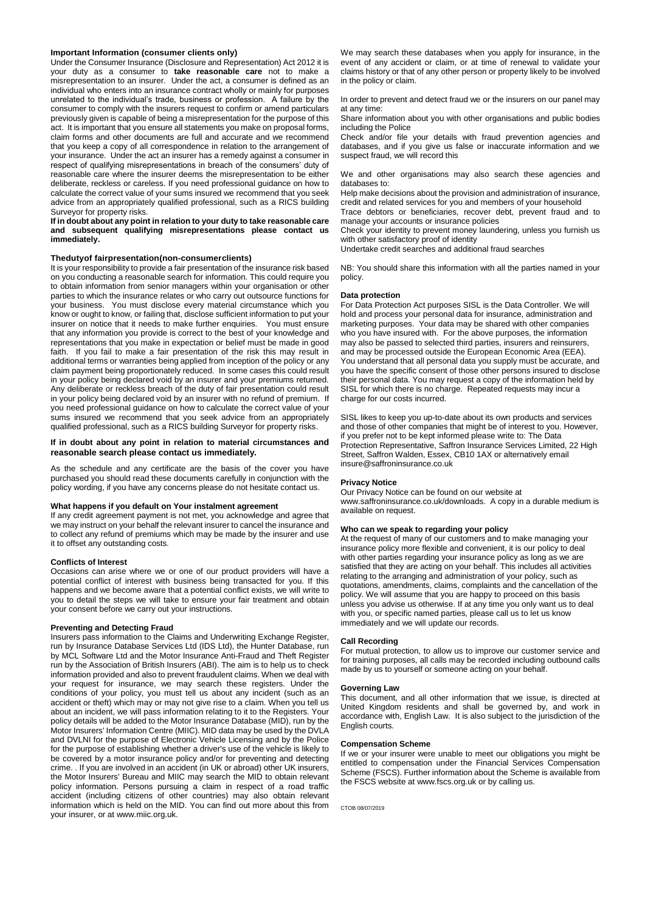### Important Information (consumer clients only)

Under the Consumer Insurance (Disclosure and Representation) Act 2012 it is your duty as a consumer to **take reasonable care** not to make a misrepresentation to an insurer. Under the act, a consumer is defined as an individual who enters into an insurance contract wholly or mainly for purposes unrelated to the individual's trade, business or profession. A failure by the consumer to comply with the insurers request to confirm or amend particulars previously given is capable of being a misrepresentation for the purpose of this act. It is important that you ensure all statements you make on proposal forms, claim forms and other documents are full and accurate and we recommend that you keep a copy of all correspondence in relation to the arrangement of your insurance. Under the act an insurer has a remedy against a consumer in respect of qualifying misrepresentations in breach of the consumers' duty of reasonable care where the insurer deems the misrepresentation to be either deliberate, reckless or careless. If you need professional guidance on how to calculate the correct value of your sums insured we recommend that you seek advice from an appropriately qualified professional, such as a RICS building Surveyor for property risks.

**If in doubt about any point in relation to your duty to take reasonable care and subsequent qualifying misrepresentations please contact us immediately.**

### Thedutyof fairpresentation(non-consumerclients)

It is your responsibility to provide a fair presentation of the insurance risk based on you conducting a reasonable search for information. This could require you to obtain information from senior managers within your organisation or other parties to which the insurance relates or who carry out outsource functions for your business. You must disclose every material circumstance which you know or ought to know, or failing that, disclose sufficient information to put your insurer on notice that it needs to make further enquiries. You must ensure that any information you provide is correct to the best of your knowledge and representations that you make in expectation or belief must be made in good faith. If you fail to make a fair presentation of the risk this may result in additional terms or warranties being applied from inception of the policy or any claim payment being proportionately reduced. In some cases this could result in your policy being declared void by an insurer and your premiums returned. Any deliberate or reckless breach of the duty of fair presentation could result in your policy being declared void by an insurer with no refund of premium. If you need professional guidance on how to calculate the correct value of your sums insured we recommend that you seek advice from an appropriately qualified professional, such as a RICS building Surveyor for property risks.

**If in doubt about any point in relation to material circumstances and reasonable search please contact us immediately.**

As the schedule and any certificate are the basis of the cover you have purchased you should read these documents carefully in conjunction with the policy wording, if you have any concerns please do not hesitate contact us.

### What happens if you default on Your instalment agreement

If any credit agreement payment is not met, you acknowledge and agree that we may instruct on your behalf the relevant insurer to cancel the insurance and to collect any refund of premiums which may be made by the insurer and use it to offset any outstanding costs.

### Conflicts of Interest

Occasions can arise where we or one of our product providers will have a potential conflict of interest with business being transacted for you. If this happens and we become aware that a potential conflict exists, we will write to you to detail the steps we will take to ensure your fair treatment and obtain your consent before we carry out your instructions.

### Preventing and Detecting Fraud

Insurers pass information to the Claims and Underwriting Exchange Register, run by Insurance Database Services Ltd (IDS Ltd), the Hunter Database, run by MCL Software Ltd and the Motor Insurance Anti-Fraud and Theft Register run by the Association of British Insurers (ABI). The aim is to help us to check information provided and also to prevent fraudulent claims. When we deal with your request for insurance, we may search these registers. Under the conditions of your policy, you must tell us about any incident (such as an accident or theft) which may or may not give rise to a claim. When you tell us about an incident, we will pass information relating to it to the Registers. Your policy details will be added to the Motor Insurance Database (MID), run by the Motor Insurers' Information Centre (MIIC). MID data may be used by the DVLA and DVLNI for the purpose of Electronic Vehicle Licensing and by the Police for the purpose of establishing whether a driver's use of the vehicle is likely to be covered by a motor insurance policy and/or for preventing and detecting crime. . If you are involved in an accident (in UK or abroad) other UK insurers, the Motor Insurers' Bureau and MIIC may search the MID to obtain relevant policy information. Persons pursuing a claim in respect of a road traffic accident (including citizens of other countries) may also obtain relevant information which is held on the MID. You can find out more about this from your insurer, or at www.miic.org.uk.

We may search these databases when you apply for insurance, in the event of any accident or claim, or at time of renewal to validate your claims history or that of any other person or property likely to be involved in the policy or claim.

In order to prevent and detect fraud we or the insurers on our panel may at any time:

Share information about you with other organisations and public bodies including the Police

Check and/or file your details with fraud prevention agencies and databases, and if you give us false or inaccurate information and we suspect fraud, we will record this

We and other organisations may also search these agencies and databases to:

Help make decisions about the provision and administration of insurance, credit and related services for you and members of your household

Trace debtors or beneficiaries, recover debt, prevent fraud and to manage your accounts or insurance policies

Check your identity to prevent money laundering, unless you furnish us with other satisfactory proof of identity

Undertake credit searches and additional fraud searches

NB: You should share this information with all the parties named in your policy.

### Data protection

For Data Protection Act purposes SISL is the Data Controller. We will hold and process your personal data for insurance, administration and marketing purposes. Your data may be shared with other companies who you have insured with. For the above purposes, the information may also be passed to selected third parties, insurers and reinsurers, and may be processed outside the European Economic Area (EEA). You understand that all personal data you supply must be accurate, and you have the specific consent of those other persons insured to disclose their personal data. You may request a copy of the information held by SISL for which there is no charge. Repeated requests may incur a charge for our costs incurred.

SISL likes to keep you up-to-date about its own products and services and those of other companies that might be of interest to you. However, if you prefer not to be kept informed please write to: The Data Protection Representative, Saffron Insurance Services Limited, 22 High Street, Saffron Walden, Essex, CB10 1AX or alternatively email insure@saffroninsurance.co.uk

### Privacy Notice

Our Privacy Notice can be found on our website at www.saffroninsurance.co.uk/downloads. A copy in a durable medium is available on request.

### Who can we speak to regarding your policy

At the request of many of our customers and to make managing your insurance policy more flexible and convenient, it is our policy to deal with other parties regarding your insurance policy as long as we are satisfied that they are acting on your behalf. This includes all activities relating to the arranging and administration of your policy, such as quotations, amendments, claims, complaints and the cancellation of the policy. We will assume that you are happy to proceed on this basis unless you advise us otherwise. If at any time you only want us to deal with you, or specific named parties, please call us to let us know immediately and we will update our records.

### Call Recording

For mutual protection, to allow us to improve our customer service and for training purposes, all calls may be recorded including outbound calls made by us to yourself or someone acting on your behalf.

### Governing Law

This document, and all other information that we issue, is directed at United Kingdom residents and shall be governed by, and work in accordance with, English Law. It is also subject to the jurisdiction of the English courts.

### Compensation Scheme

If we or your insurer were unable to meet our obligations you might be entitled to compensation under the Financial Services Compensation Scheme (FSCS). Further information about the Scheme is available from the FSCS website at www.fscs.org.uk or by calling us.

CTOB 08/07/2019